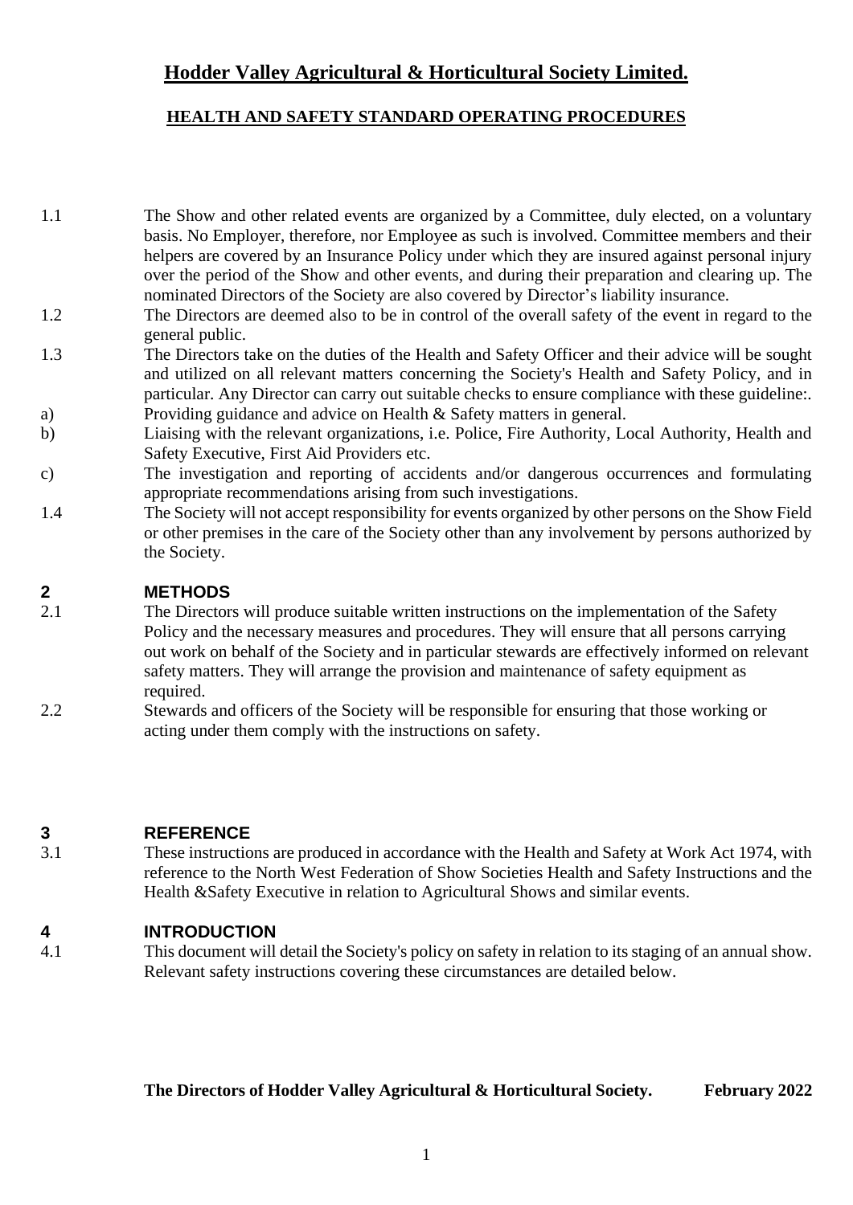# Hodder Valley Agricultural & Horticultural Society Limited.

## HEALTH AND SAFETY STANDARD OPERATING PROCEDURES

1.1 The Show and other related events are organized by a Committee, duly elected, on a voluntary basis. No Employer, therefore, nor Employee as such is involved. Committee members and their helpers are covered by an Insurance Policy under which they are insured against personal injury over the period of the Show and other events, and during their preparation and clearing up. The nominated Directors of the Society are also covered by Director's liability insurance.

1.2 The Directors are deemed also to be in control of the overall safety of the event in regard to the general public.

1.3 The Directors take on the duties of the Health and Safety Officer and their advice will be sought and utilized on all relevant matters concerning the Society's Health and Safety Policy, and in particular. Any Director can carry out suitable checks to ensure compliance with these guideline:.

a) Providing guidance and advice on Health & Safety matters in general.

b) Liaising with the relevant organizations, i.e. Police, Fire Authority, Local Authority, Health and Safety Executive, First Aid Providers etc.

c) The investigation and reporting of accidents and/or dangerous occurrences and formulating appropriate recommendations arising from such investigations.

1.4 The Society will not accept responsibility for events organized by other persons on the Show Field or other premises in the care of the Society other than any involvement by persons authorized by the Society.

## 2 METHODS

2.1 The Directors will produce suitable written instructions on the implementation of the Safety Policy and the necessary measures and procedures. They will ensure that all persons carrying out work on behalf of the Society and in particular stewards are effectively informed on relevant safety matters. They will arrange the provision and maintenance of safety equipment as required.

2.2 Stewards and officers of the Society will be responsible for ensuring that those working or acting under them comply with the instructions on safety.

## 3 REFERENCE

3.1 These instructions are produced in accordance with the Health and Safety at Work Act 1974, with reference to the North West Federation of Show Societies Health and Safety Instructions and the Health &Safety Executive in relation to Agricultural Shows and similar events.

## 4 INTRODUCTION

4.1 This document will detail the Society's policy on safety in relation to its staging of an annual show. Relevant safety instructions covering these circumstances are detailed below.

**The Directors of Hodder Valley Agricultural & Horticultural Society. February 2022**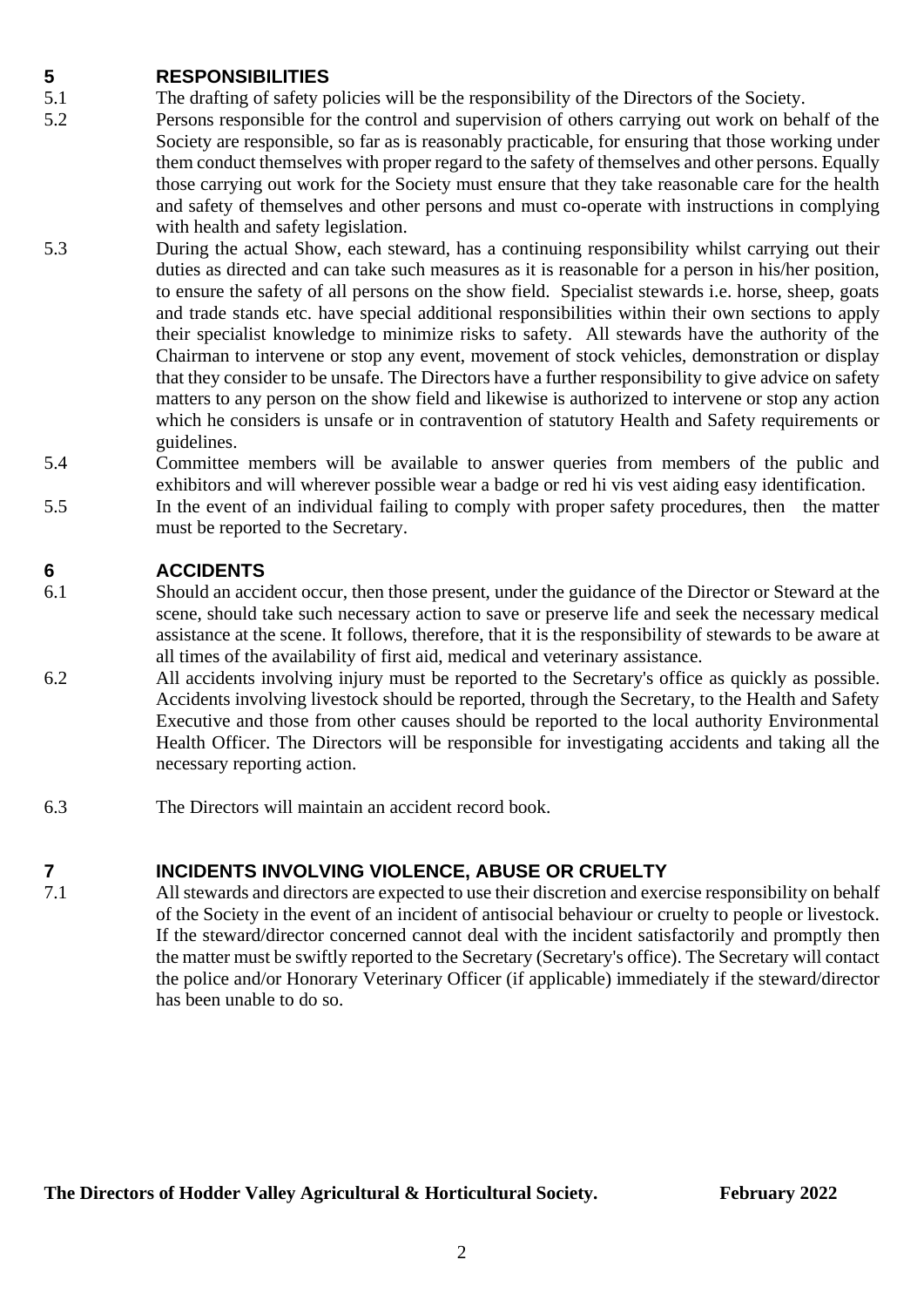## 5 RESPONSIBILITIES

5.1 The drafting of safety policies will be the responsibility of the Directors of the Society.

5.2 Persons responsible for the control and supervision of others carrying out work on behalf of the Society are responsible, so far as is reasonably practicable, for ensuring that those working under them conduct themselves with proper regard to the safety of themselves and other persons. Equally those carrying out work for the Society must ensure that they take reasonable care for the health and safety of themselves and other persons and must co-operate with instructions in complying with health and safety legislation.

5.3 During the actual Show, each steward, has a continuing responsibility whilst carrying out their duties as directed and can take such measures as it is reasonable for a person in his/her position, to ensure the safety of all persons on the show field. Specialist stewards i.e. horse, sheep, goats and trade stands etc. have special additional responsibilities within their own sections to apply their specialist knowledge to minimize risks to safety. All stewards have the authority of the Chairman to intervene or stop any event, movement of stock vehicles, demonstration or display that they consider to be unsafe. The Directors have a further responsibility to give advice on safety matters to any person on the show field and likewise is authorized to intervene or stop any action which he considers is unsafe or in contravention of statutory Health and Safety requirements or guidelines.

5.4 Committee members will be available to answer queries from members of the public and exhibitors and will wherever possible wear a badge or red hi vis vest aiding easy identification.

5.5 In the event of an individual failing to comply with proper safety procedures, then the matter must be reported to the Secretary.

## 6 ACCIDENTS

6.1 Should an accident occur, then those present, under the guidance of the Director or Steward at the scene, should take such necessary action to save or preserve life and seek the necessary medical assistance at the scene. It follows, therefore, that it is the responsibility of stewards to be aware at all times of the availability of first aid, medical and veterinary assistance.

6.2 All accidents involving injury must be reported to the Secretary's office as quickly as possible. Accidents involving livestock should be reported, through the Secretary, to the Health and Safety Executive and those from other causes should be reported to the local authority Environmental Health Officer. The Directors will be responsible for investigating accidents and taking all the necessary reporting action.

6.3 The Directors will maintain an accident record book.

## 7 INCIDENTS INVOLVING VIOLENCE, ABUSE OR CRUELTY

7.1 All stewards and directors are expected to use their discretion and exercise responsibility on behalf of the Society in the event of an incident of antisocial behaviour or cruelty to people or livestock. If the steward/director concerned cannot deal with the incident satisfactorily and promptly then the matter must be swiftly reported to the Secretary (Secretary's office). The Secretary will contact the police and/or Honorary Veterinary Officer (if applicable) immediately if the steward/director has been unable to do so.

**The Directors of Hodder Valley Agricultural & Horticultural Society.** **February 2022**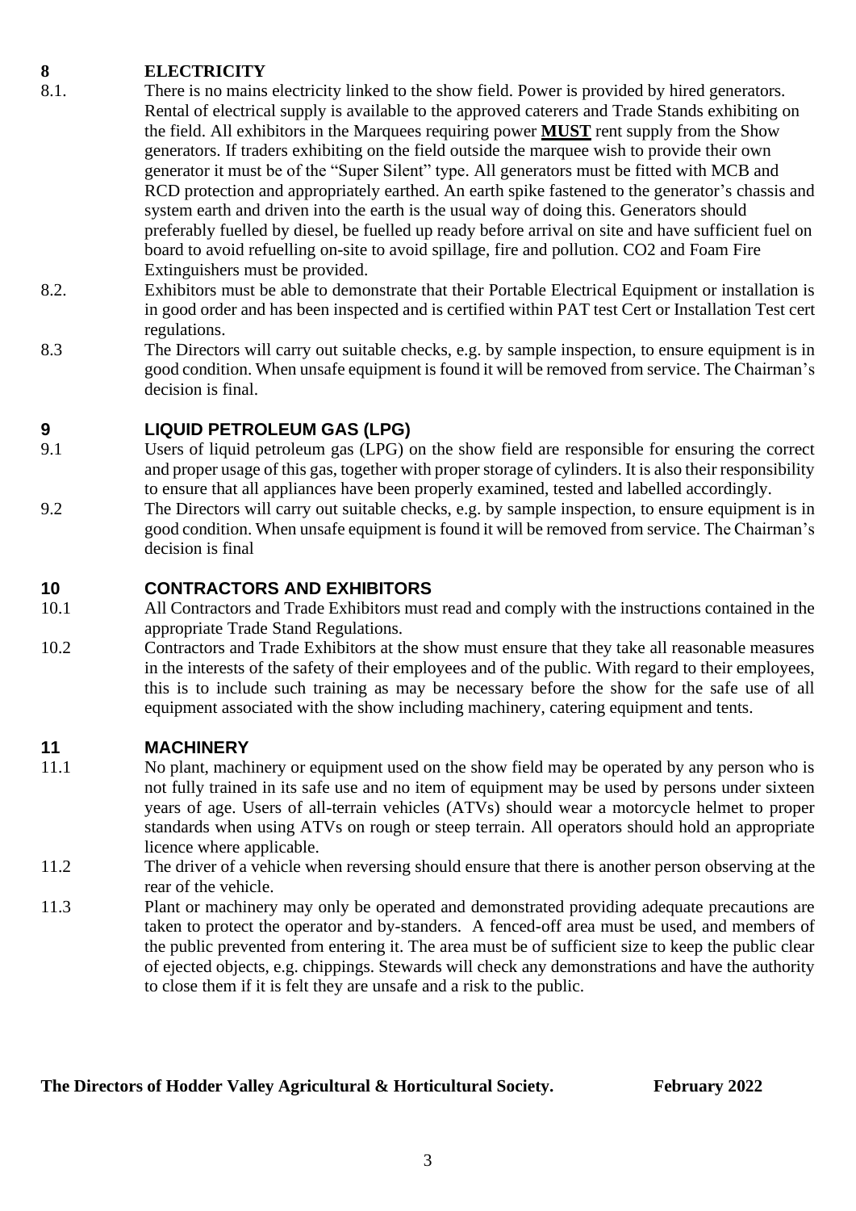## 8 ELECTRICITY

8.1. There is no mains electricity linked to the show field. Power is provided by hired generators. Rental of electrical supply is available to the approved caterers and Trade Stands exhibiting on the field. All exhibitors in the Marquees requiring power **<u>MUST</u>** rent supply from the Show generators. If traders exhibiting on the field outside the marquee wish to provide their own generator it must be of the "Super Silent" type. All generators must be fitted with MCB and RCD protection and appropriately earthed. An earth spike fastened to the generator's chassis and system earth and driven into the earth is the usual way of doing this. Generators should preferably fuelled by diesel, be fuelled up ready before arrival on site and have sufficient fuel on board to avoid refuelling on-site to avoid spillage, fire and pollution. CO2 and Foam Fire Extinguishers must be provided.

8.2. Exhibitors must be able to demonstrate that their Portable Electrical Equipment or installation is in good order and has been inspected and is certified within PAT test Cert or Installation Test cert regulations.

8.3 The Directors will carry out suitable checks, e.g. by sample inspection, to ensure equipment is in good condition. When unsafe equipment is found it will be removed from service. The Chairman's decision is final.

## 9 LIQUID PETROLEUM GAS (LPG)

9.1 Users of liquid petroleum gas (LPG) on the show field are responsible for ensuring the correct and proper usage of this gas, together with proper storage of cylinders. It is also their responsibility to ensure that all appliances have been properly examined, tested and labelled accordingly.

9.2 The Directors will carry out suitable checks, e.g. by sample inspection, to ensure equipment is in good condition. When unsafe equipment is found it will be removed from service. The Chairman's decision is final

## 10 CONTRACTORS AND EXHIBITORS

10.1 All Contractors and Trade Exhibitors must read and comply with the instructions contained in the appropriate Trade Stand Regulations.

10.2 Contractors and Trade Exhibitors at the show must ensure that they take all reasonable measures in the interests of the safety of their employees and of the public. With regard to their employees, this is to include such training as may be necessary before the show for the safe use of all equipment associated with the show including machinery, catering equipment and tents.

## 11 MACHINERY

11.1 No plant, machinery or equipment used on the show field may be operated by any person who is not fully trained in its safe use and no item of equipment may be used by persons under sixteen years of age. Users of all-terrain vehicles (ATVs) should wear a motorcycle helmet to proper standards when using ATVs on rough or steep terrain. All operators should hold an appropriate licence where applicable.

11.2 The driver of a vehicle when reversing should ensure that there is another person observing at the rear of the vehicle.

11.3 Plant or machinery may only be operated and demonstrated providing adequate precautions are taken to protect the operator and by-standers. A fenced-off area must be used, and members of the public prevented from entering it. The area must be of sufficient size to keep the public clear of ejected objects, e.g. chippings. Stewards will check any demonstrations and have the authority to close them if it is felt they are unsafe and a risk to the public.

**The Directors of Hodder Valley Agricultural & Horticultural Society. February 2022**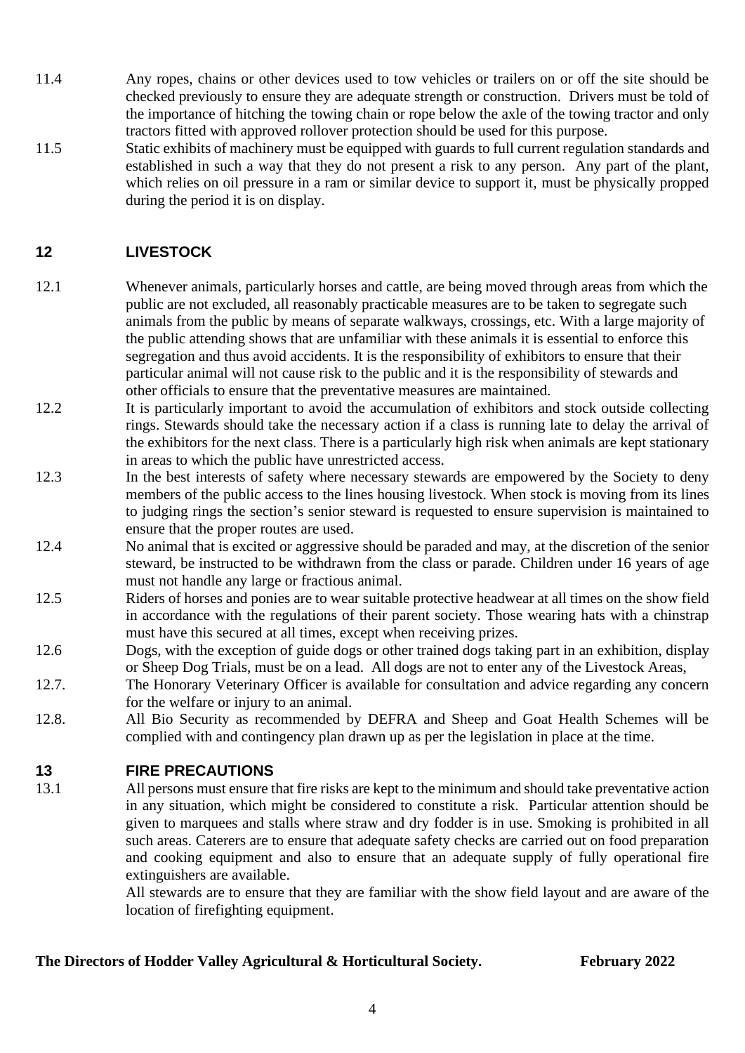11.4 Any ropes, chains or other devices used to tow vehicles or trailers on or off the site should be checked previously to ensure they are adequate strength or construction. Drivers must be told of the importance of hitching the towing chain or rope below the axle of the towing tractor and only tractors fitted with approved rollover protection should be used for this purpose.

11.5 Static exhibits of machinery must be equipped with guards to full current regulation standards and established in such a way that they do not present a risk to any person. Any part of the plant, which relies on oil pressure in a ram or similar device to support it, must be physically propped during the period it is on display.

## 12 LIVESTOCK

12.1 Whenever animals, particularly horses and cattle, are being moved through areas from which the public are not excluded, all reasonably practicable measures are to be taken to segregate such animals from the public by means of separate walkways, crossings, etc. With a large majority of the public attending shows that are unfamiliar with these animals it is essential to enforce this segregation and thus avoid accidents. It is the responsibility of exhibitors to ensure that their particular animal will not cause risk to the public and it is the responsibility of stewards and other officials to ensure that the preventative measures are maintained.

12.2 It is particularly important to avoid the accumulation of exhibitors and stock outside collecting rings. Stewards should take the necessary action if a class is running late to delay the arrival of the exhibitors for the next class. There is a particularly high risk when animals are kept stationary in areas to which the public have unrestricted access.

12.3 In the best interests of safety where necessary stewards are empowered by the Society to deny members of the public access to the lines housing livestock. When stock is moving from its lines to judging rings the section's senior steward is requested to ensure supervision is maintained to ensure that the proper routes are used.

12.4 No animal that is excited or aggressive should be paraded and may, at the discretion of the senior steward, be instructed to be withdrawn from the class or parade. Children under 16 years of age must not handle any large or fractious animal.

12.5 Riders of horses and ponies are to wear suitable protective headwear at all times on the show field in accordance with the regulations of their parent society. Those wearing hats with a chinstrap must have this secured at all times, except when receiving prizes.

12.6 Dogs, with the exception of guide dogs or other trained dogs taking part in an exhibition, display or Sheep Dog Trials, must be on a lead. All dogs are not to enter any of the Livestock Areas,

12.7. The Honorary Veterinary Officer is available for consultation and advice regarding any concern for the welfare or injury to an animal.

12.8. All Bio Security as recommended by DEFRA and Sheep and Goat Health Schemes will be complied with and contingency plan drawn up as per the legislation in place at the time.

## 13 FIRE PRECAUTIONS

13.1 All persons must ensure that fire risks are kept to the minimum and should take preventative action in any situation, which might be considered to constitute a risk. Particular attention should be given to marquees and stalls where straw and dry fodder is in use. Smoking is prohibited in all such areas. Caterers are to ensure that adequate safety checks are carried out on food preparation and cooking equipment and also to ensure that an adequate supply of fully operational fire extinguishers are available.

All stewards are to ensure that they are familiar with the show field layout and are aware of the location of firefighting equipment.

**The Directors of Hodder Valley Agricultural & Horticultural Society.** **February 2022**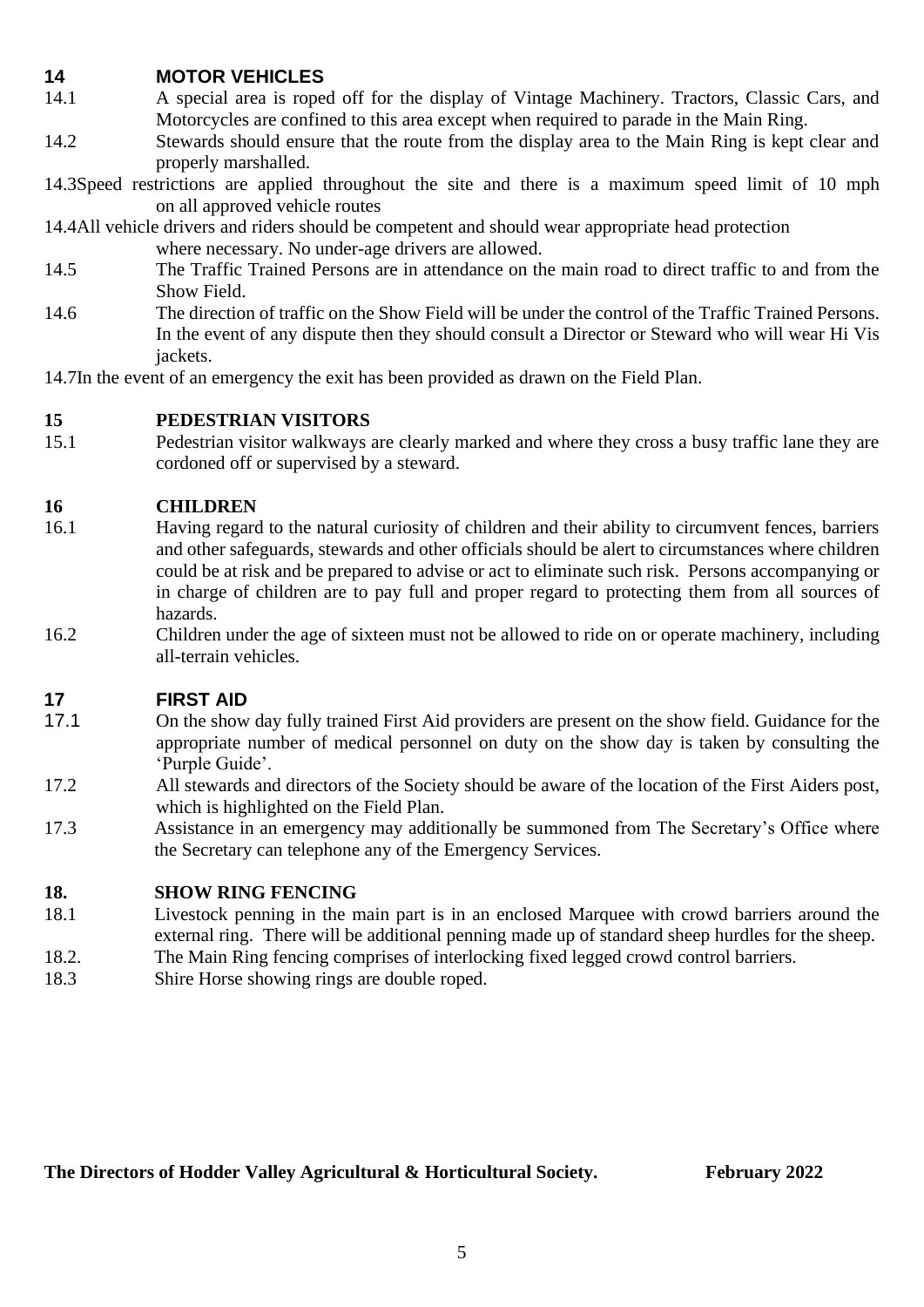## 14 MOTOR VEHICLES

14.1 A special area is roped off for the display of Vintage Machinery. Tractors, Classic Cars, and Motorcycles are confined to this area except when required to parade in the Main Ring.

14.2 Stewards should ensure that the route from the display area to the Main Ring is kept clear and properly marshalled.

14.3 Speed restrictions are applied throughout the site and there is a maximum speed limit of 10 mph on all approved vehicle routes

14.4 All vehicle drivers and riders should be competent and should wear appropriate head protection where necessary. No under-age drivers are allowed.

14.5 The Traffic Trained Persons are in attendance on the main road to direct traffic to and from the Show Field.

14.6 The direction of traffic on the Show Field will be under the control of the Traffic Trained Persons. In the event of any dispute then they should consult a Director or Steward who will wear Hi Vis jackets.

14.7 In the event of an emergency the exit has been provided as drawn on the Field Plan.

## 15 PEDESTRIAN VISITORS

15.1 Pedestrian visitor walkways are clearly marked and where they cross a busy traffic lane they are cordoned off or supervised by a steward.

## 16 CHILDREN

16.1 Having regard to the natural curiosity of children and their ability to circumvent fences, barriers and other safeguards, stewards and other officials should be alert to circumstances where children could be at risk and be prepared to advise or act to eliminate such risk. Persons accompanying or in charge of children are to pay full and proper regard to protecting them from all sources of hazards.

16.2 Children under the age of sixteen must not be allowed to ride on or operate machinery, including all-terrain vehicles.

## 17 FIRST AID

17.1 On the show day fully trained First Aid providers are present on the show field. Guidance for the appropriate number of medical personnel on duty on the show day is taken by consulting the 'Purple Guide'.

17.2 All stewards and directors of the Society should be aware of the location of the First Aiders post, which is highlighted on the Field Plan.

17.3 Assistance in an emergency may additionally be summoned from The Secretary's Office where the Secretary can telephone any of the Emergency Services.

## 18. SHOW RING FENCING

18.1 Livestock penning in the main part is in an enclosed Marquee with crowd barriers around the external ring. There will be additional penning made up of standard sheep hurdles for the sheep.

18.2. The Main Ring fencing comprises of interlocking fixed legged crowd control barriers.

18.3 Shire Horse showing rings are double roped.

**The Directors of Hodder Valley Agricultural & Horticultural Society. February 2022**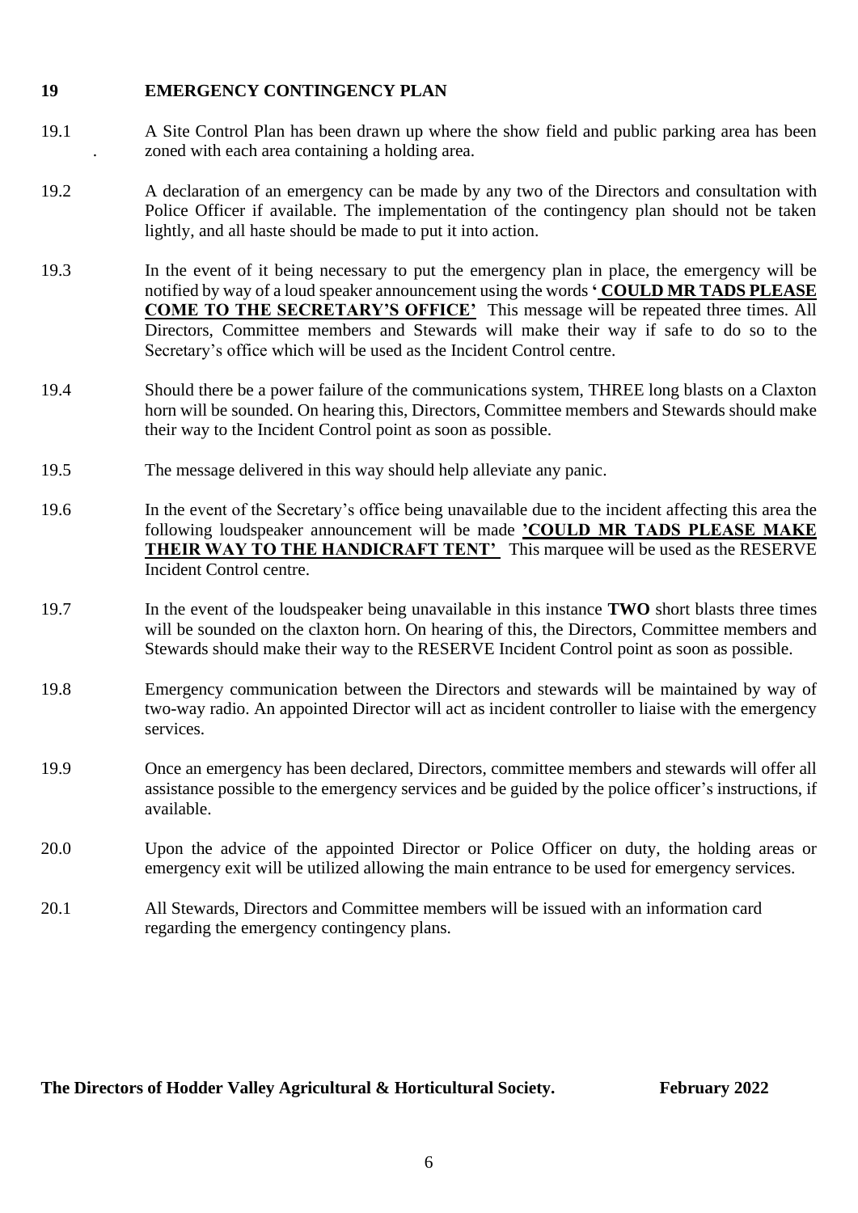## 19 EMERGENCY CONTINGENCY PLAN

19.1 A Site Control Plan has been drawn up where the show field and public parking area has been zoned with each area containing a holding area.

19.2 A declaration of an emergency can be made by any two of the Directors and consultation with Police Officer if available. The implementation of the contingency plan should not be taken lightly, and all haste should be made to put it into action.

19.3 In the event of it being necessary to put the emergency plan in place, the emergency will be notified by way of a loud speaker announcement using the words **' COULD MR TADS PLEASE COME TO THE SECRETARY'S OFFICE'** This message will be repeated three times. All Directors, Committee members and Stewards will make their way if safe to do so to the Secretary's office which will be used as the Incident Control centre.

19.4 Should there be a power failure of the communications system, THREE long blasts on a Claxton horn will be sounded. On hearing this, Directors, Committee members and Stewards should make their way to the Incident Control point as soon as possible.

19.5 The message delivered in this way should help alleviate any panic.

19.6 In the event of the Secretary's office being unavailable due to the incident affecting this area the following loudspeaker announcement will be made **'COULD MR TADS PLEASE MAKE THEIR WAY TO THE HANDICRAFT TENT'** This marquee will be used as the RESERVE Incident Control centre.

19.7 In the event of the loudspeaker being unavailable in this instance **TWO** short blasts three times will be sounded on the claxton horn. On hearing of this, the Directors, Committee members and Stewards should make their way to the RESERVE Incident Control point as soon as possible.

19.8 Emergency communication between the Directors and stewards will be maintained by way of two-way radio. An appointed Director will act as incident controller to liaise with the emergency services.

19.9 Once an emergency has been declared, Directors, committee members and stewards will offer all assistance possible to the emergency services and be guided by the police officer's instructions, if available.

20.0 Upon the advice of the appointed Director or Police Officer on duty, the holding areas or emergency exit will be utilized allowing the main entrance to be used for emergency services.

20.1 All Stewards, Directors and Committee members will be issued with an information card regarding the emergency contingency plans.

**The Directors of Hodder Valley Agricultural & Horticultural Society.** **February 2022**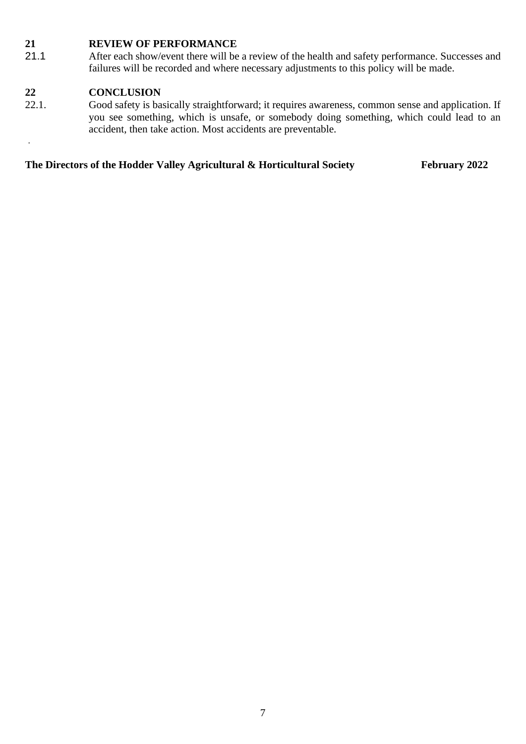## 21 REVIEW OF PERFORMANCE

21.1 After each show/event there will be a review of the health and safety performance. Successes and failures will be recorded and where necessary adjustments to this policy will be made.

## 22 CONCLUSION

22.1. Good safety is basically straightforward; it requires awareness, common sense and application. If you see something, which is unsafe, or somebody doing something, which could lead to an accident, then take action. Most accidents are preventable.

.

**The Directors of the Hodder Valley Agricultural & Horticultural Society February 2022**